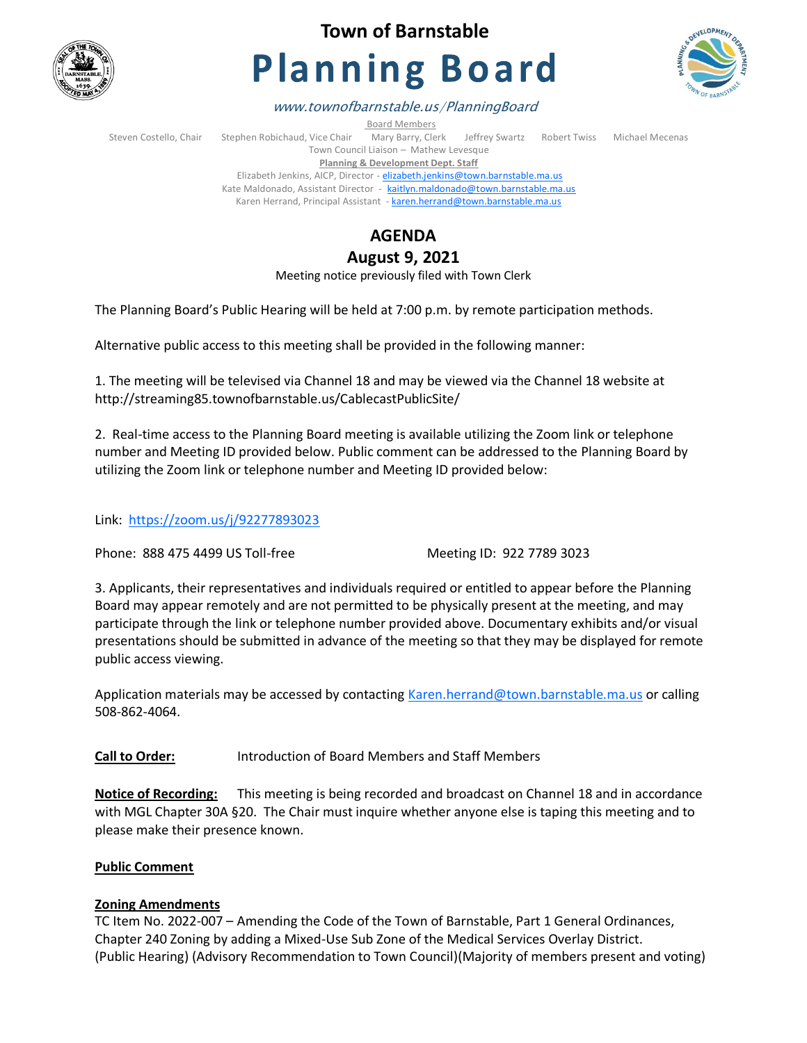# Town of Barnstable

# Planning Board

*www.townofbarnstable.us/PlanningBoard*

Board Members

Steven Costello, Chair    Stephen Robichaud, Vice Chair    Mary Barry, Clerk    Jeffrey Swartz    Robert Twiss    Michael Mecenas

Town Council Liaison – Mathew Levesque

**Planning & Development Dept. Staff**

Elizabeth Jenkins, AICP, Director - elizabeth.jenkins@town.barnstable.ma.us

Kate Maldonado, Assistant Director - kaitlyn.maldonado@town.barnstable.ma.us

Karen Herrand, Principal Assistant - karen.herrand@town.barnstable.ma.us

## AGENDA

## August 9, 2021

Meeting notice previously filed with Town Clerk

The Planning Board's Public Hearing will be held at 7:00 p.m. by remote participation methods.

Alternative public access to this meeting shall be provided in the following manner:

1. The meeting will be televised via Channel 18 and may be viewed via the Channel 18 website at http://streaming85.townofbarnstable.us/CablecastPublicSite/

2. Real-time access to the Planning Board meeting is available utilizing the Zoom link or telephone number and Meeting ID provided below. Public comment can be addressed to the Planning Board by utilizing the Zoom link or telephone number and Meeting ID provided below:

Link: https://zoom.us/j/92277893023

Phone: 888 475 4499 US Toll-free    Meeting ID: 922 7789 3023

3. Applicants, their representatives and individuals required or entitled to appear before the Planning Board may appear remotely and are not permitted to be physically present at the meeting, and may participate through the link or telephone number provided above. Documentary exhibits and/or visual presentations should be submitted in advance of the meeting so that they may be displayed for remote public access viewing.

Application materials may be accessed by contacting Karen.herrand@town.barnstable.ma.us or calling 508-862-4064.

**Call to Order:** Introduction of Board Members and Staff Members

**Notice of Recording:** This meeting is being recorded and broadcast on Channel 18 and in accordance with MGL Chapter 30A §20. The Chair must inquire whether anyone else is taping this meeting and to please make their presence known.

**Public Comment**

**Zoning Amendments**

TC Item No. 2022-007 – Amending the Code of the Town of Barnstable, Part 1 General Ordinances, Chapter 240 Zoning by adding a Mixed-Use Sub Zone of the Medical Services Overlay District. (Public Hearing) (Advisory Recommendation to Town Council)(Majority of members present and voting)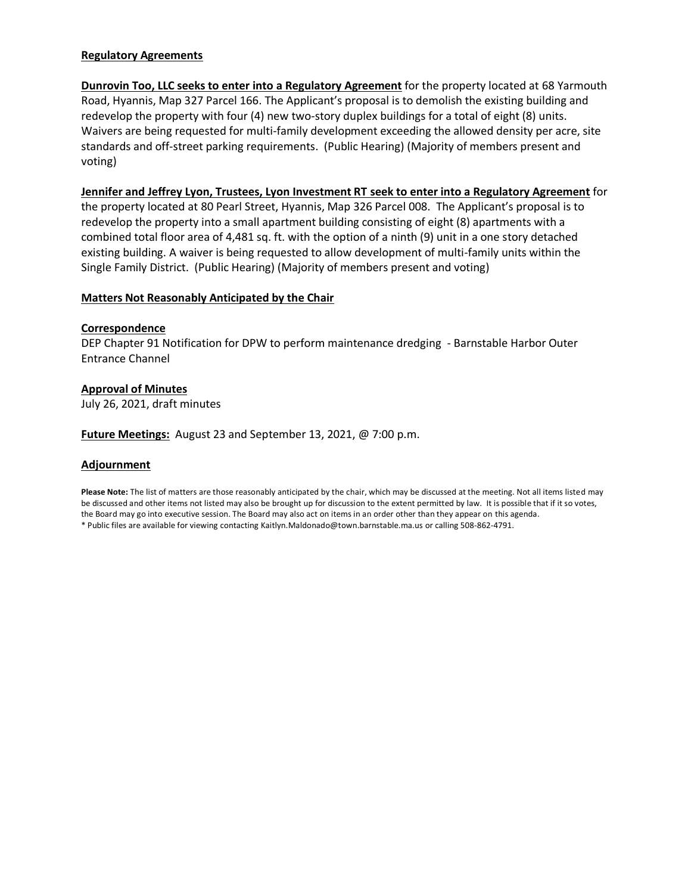**Regulatory Agreements**

**Dunrovin Too, LLC seeks to enter into a Regulatory Agreement** for the property located at 68 Yarmouth Road, Hyannis, Map 327 Parcel 166. The Applicant's proposal is to demolish the existing building and redevelop the property with four (4) new two-story duplex buildings for a total of eight (8) units. Waivers are being requested for multi-family development exceeding the allowed density per acre, site standards and off-street parking requirements. (Public Hearing) (Majority of members present and voting)

**Jennifer and Jeffrey Lyon, Trustees, Lyon Investment RT seek to enter into a Regulatory Agreement** for the property located at 80 Pearl Street, Hyannis, Map 326 Parcel 008. The Applicant's proposal is to redevelop the property into a small apartment building consisting of eight (8) apartments with a combined total floor area of 4,481 sq. ft. with the option of a ninth (9) unit in a one story detached existing building. A waiver is being requested to allow development of multi-family units within the Single Family District. (Public Hearing) (Majority of members present and voting)

**Matters Not Reasonably Anticipated by the Chair**

**Correspondence**

DEP Chapter 91 Notification for DPW to perform maintenance dredging - Barnstable Harbor Outer Entrance Channel

**Approval of Minutes**

July 26, 2021, draft minutes

**Future Meetings:** August 23 and September 13, 2021, @ 7:00 p.m.

**Adjournment**

**Please Note:** The list of matters are those reasonably anticipated by the chair, which may be discussed at the meeting. Not all items listed may be discussed and other items not listed may also be brought up for discussion to the extent permitted by law. It is possible that if it so votes, the Board may go into executive session. The Board may also act on items in an order other than they appear on this agenda.

* Public files are available for viewing contacting Kaitlyn.Maldonado@town.barnstable.ma.us or calling 508-862-4791.